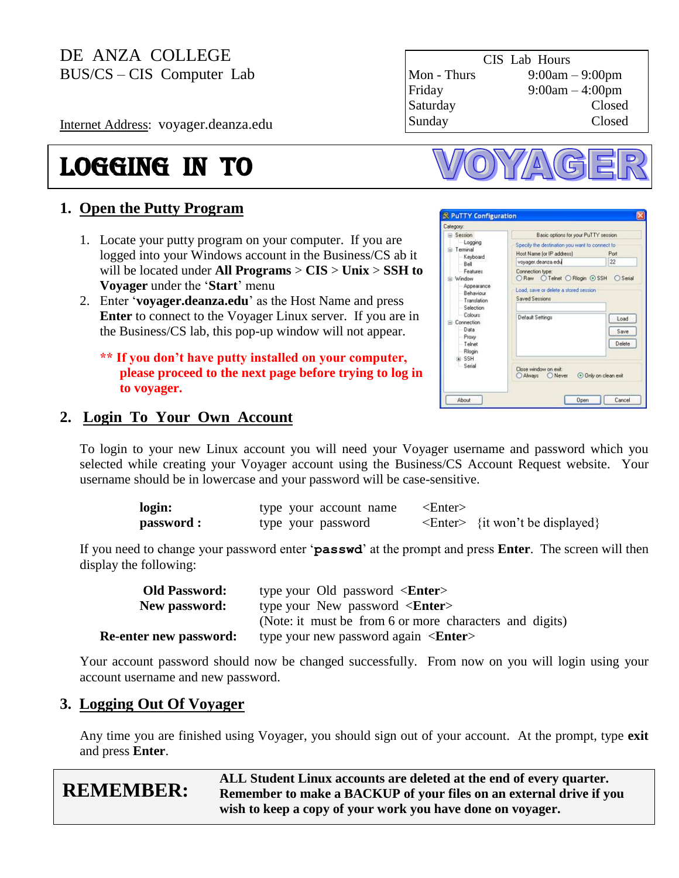DE ANZA COLLEGE
BUS/CS – CIS Computer Lab

Internet Address: voyager.deanza.edu

| CIS Lab Hours | |
|---|---|
| Mon - Thurs | 9:00am – 9:00pm |
| Friday | 9:00am – 4:00pm |
| Saturday | Closed |
| Sunday | Closed |

# LOGGING IN TO VOYAGER

## 1. Open the Putty Program

1. Locate your putty program on your computer. If you are logged into your Windows account in the Business/CS ab it will be located under **All Programs** > **CIS** > **Unix** > **SSH to Voyager** under the '**Start**' menu
2. Enter '**voyager.deanza.edu**' as the Host Name and press **Enter** to connect to the Voyager Linux server. If you are in the Business/CS lab, this pop-up window will not appear.

**** If you don't have putty installed on your computer, please proceed to the next page before trying to log in to voyager.**

## 2. Login To Your Own Account

To login to your new Linux account you will need your Voyager username and password which you selected while creating your Voyager account using the Business/CS Account Request website. Your username should be in lowercase and your password will be case-sensitive.

| | | | |
|---|---|---|---|
| **login:** | type your account name | <Enter> | |
| **password :** | type your password | <Enter> | {it won't be displayed} |

If you need to change your password enter '**passwd**' at the prompt and press **Enter**. The screen will then display the following:

| | |
|---|---|
| **Old Password:** | type your Old password <**Enter**> |
| **New password:** | type your New password <**Enter**> |
| | (Note: it must be from 6 or more characters and digits) |
| **Re-enter new password:** | type your new password again <**Enter**> |

Your account password should now be changed successfully. From now on you will login using your account username and new password.

## 3. Logging Out Of Voyager

Any time you are finished using Voyager, you should sign out of your account. At the prompt, type **exit** and press **Enter**.

**REMEMBER:** **ALL Student Linux accounts are deleted at the end of every quarter. Remember to make a BACKUP of your files on an external drive if you wish to keep a copy of your work you have done on voyager.**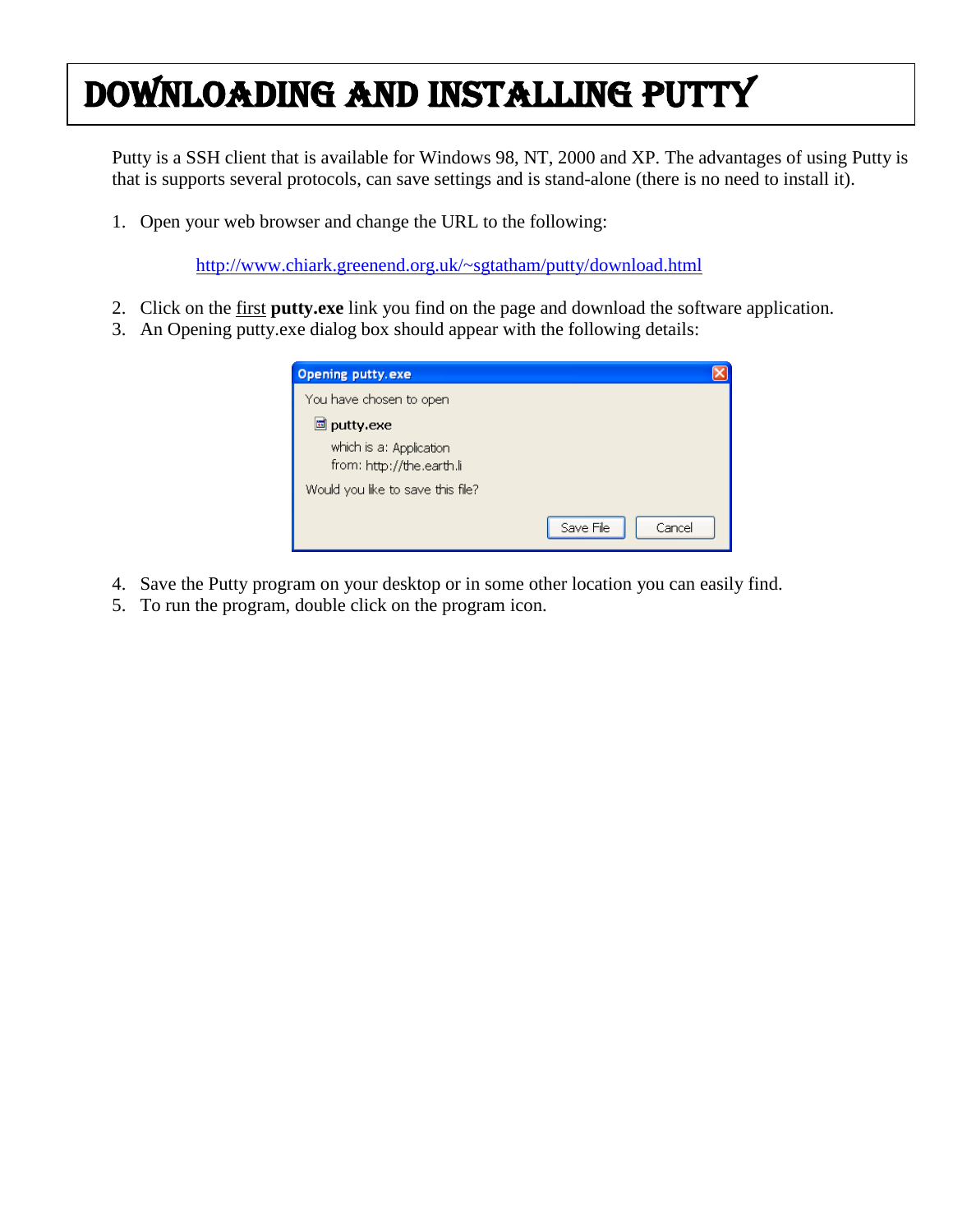# Downloading and Installing Putty

Putty is a SSH client that is available for Windows 98, NT, 2000 and XP. The advantages of using Putty is that is supports several protocols, can save settings and is stand-alone (there is no need to install it).

1. Open your web browser and change the URL to the following:

   http://www.chiark.greenend.org.uk/~sgtatham/putty/download.html

2. Click on the first **putty.exe** link you find on the page and download the software application.
3. An Opening putty.exe dialog box should appear with the following details:

4. Save the Putty program on your desktop or in some other location you can easily find.
5. To run the program, double click on the program icon.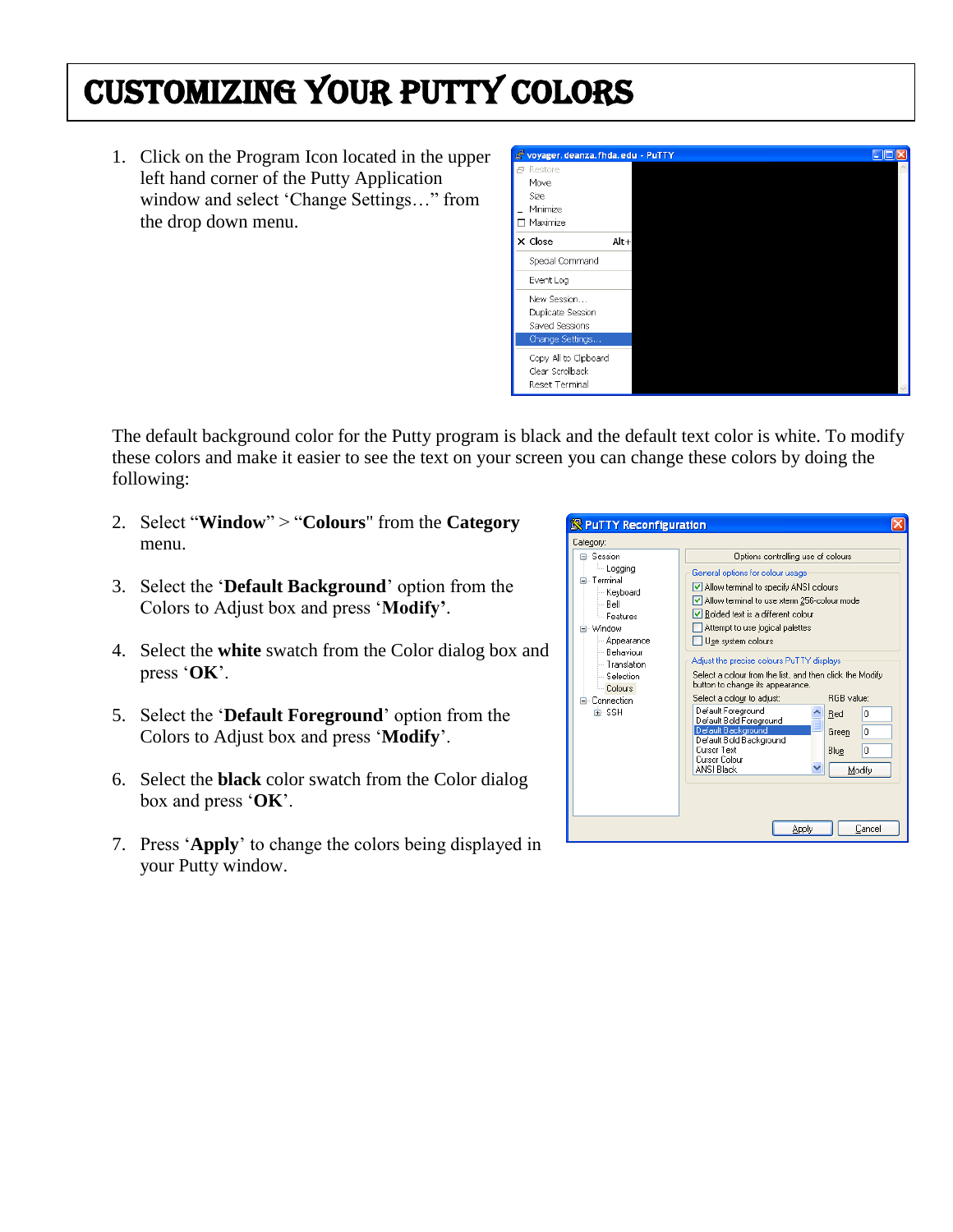# CUSTOMIZING YOUR PUTTY COLORS

1. Click on the Program Icon located in the upper left hand corner of the Putty Application window and select 'Change Settings…' from the drop down menu.

The default background color for the Putty program is black and the default text color is white. To modify these colors and make it easier to see the text on your screen you can change these colors by doing the following:

2. Select "**Window**" > "**Colours**" from the **Category** menu.

3. Select the '**Default Background**' option from the Colors to Adjust box and press '**Modify'**.

4. Select the **white** swatch from the Color dialog box and press '**OK**'.

5. Select the '**Default Foreground**' option from the Colors to Adjust box and press '**Modify**'.

6. Select the **black** color swatch from the Color dialog box and press '**OK**'.

7. Press '**Apply**' to change the colors being displayed in your Putty window.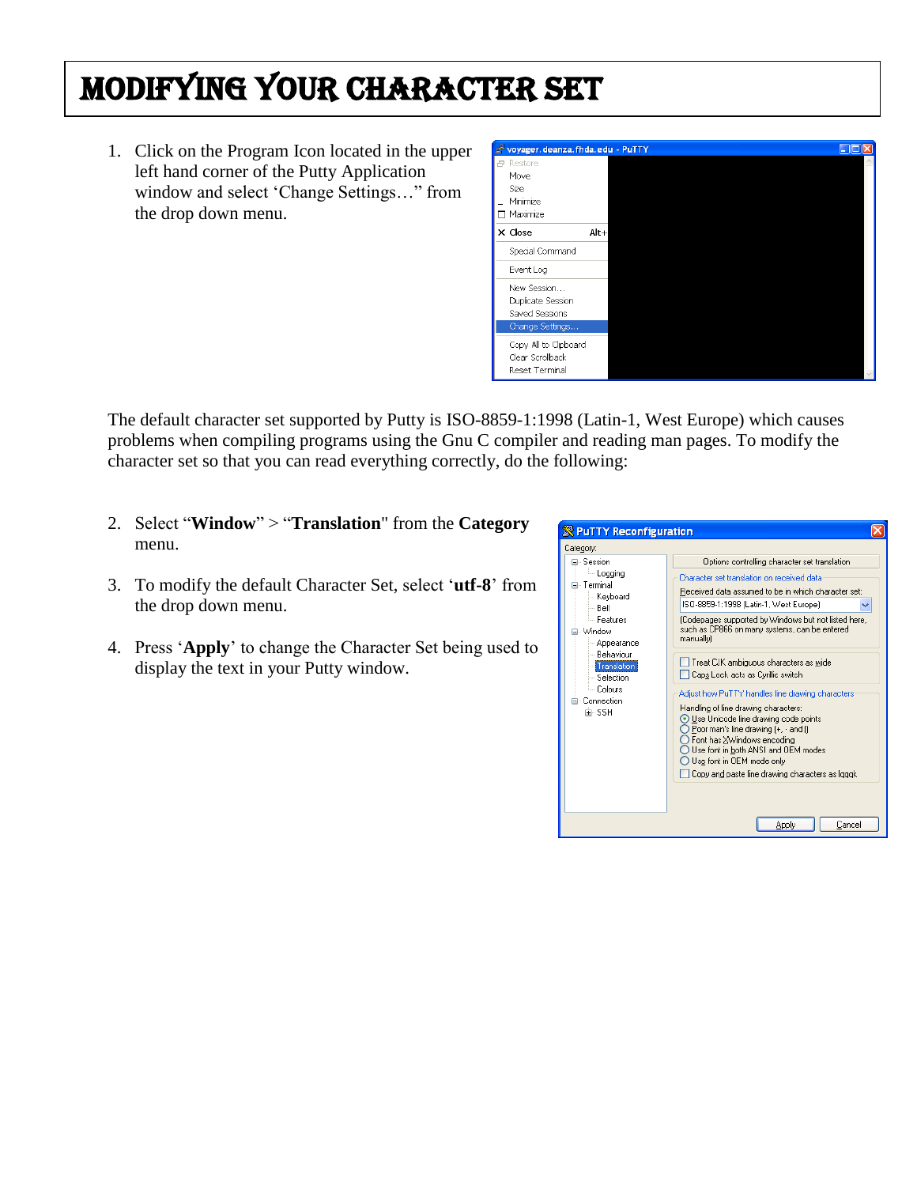# MODIFYING YOUR CHARACTER SET

1. Click on the Program Icon located in the upper left hand corner of the Putty Application window and select 'Change Settings…' from the drop down menu.

The default character set supported by Putty is ISO-8859-1:1998 (Latin-1, West Europe) which causes problems when compiling programs using the Gnu C compiler and reading man pages. To modify the character set so that you can read everything correctly, do the following:

2. Select "**Window**" > "**Translation**" from the **Category** menu.

3. To modify the default Character Set, select '**utf-8**' from the drop down menu.

4. Press '**Apply**' to change the Character Set being used to display the text in your Putty window.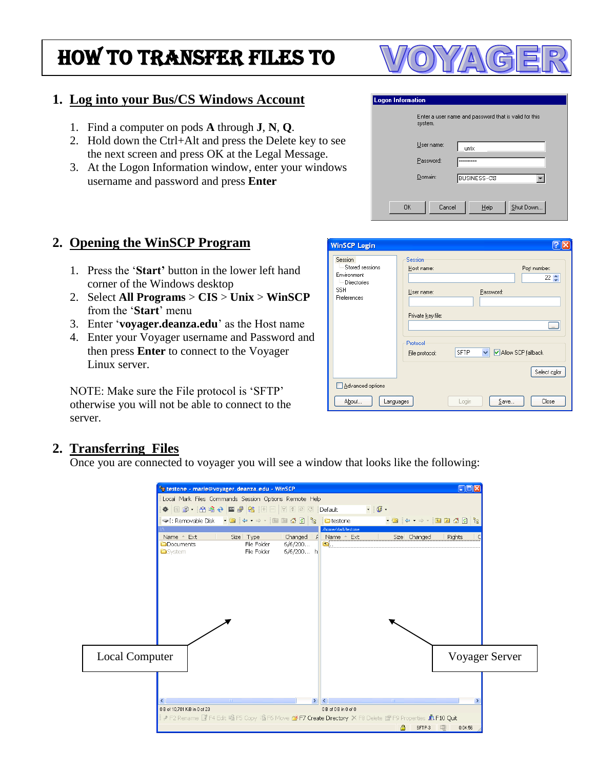# HOW TO TRANSFER FILES TO VOYAGER

## 1. Log into your Bus/CS Windows Account

1. Find a computer on pods **A** through **J**, **N**, **Q**.
2. Hold down the Ctrl+Alt and press the Delete key to see the next screen and press OK at the Legal Message.
3. At the Logon Information window, enter your windows username and password and press **Enter**

## 2. Opening the WinSCP Program

1. Press the '**Start'** button in the lower left hand corner of the Windows desktop
2. Select **All Programs** > **CIS** > **Unix** > **WinSCP** from the '**Start**' menu
3. Enter '**voyager.deanza.edu**' as the Host name
4. Enter your Voyager username and Password and then press **Enter** to connect to the Voyager Linux server.

NOTE: Make sure the File protocol is 'SFTP' otherwise you will not be able to connect to the server.

## 2. Transferring Files

Once you are connected to voyager you will see a window that looks like the following:

Local Computer

Voyager Server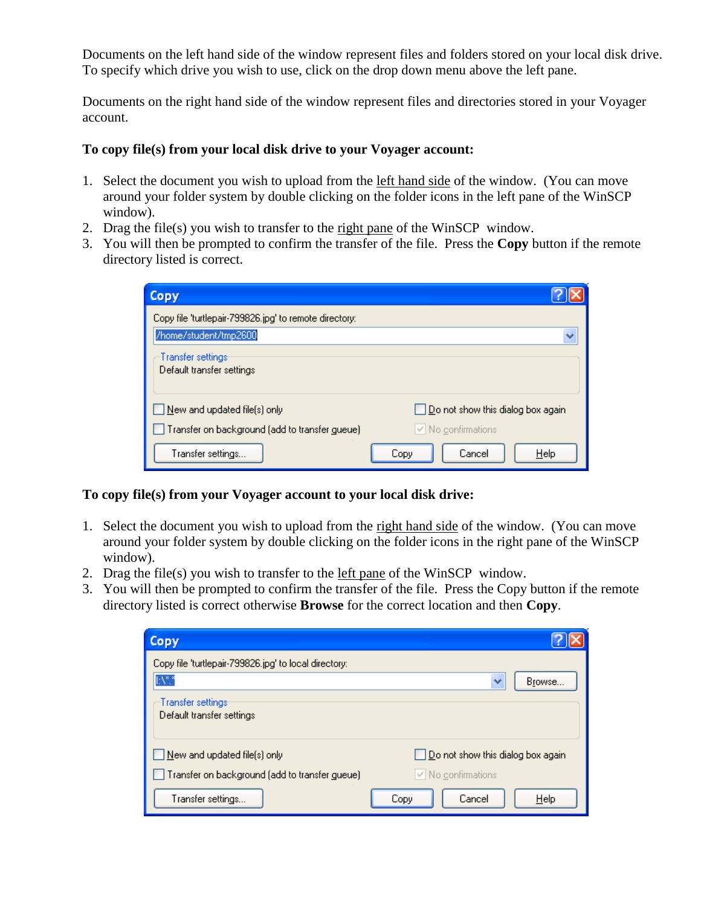Documents on the left hand side of the window represent files and folders stored on your local disk drive. To specify which drive you wish to use, click on the drop down menu above the left pane.

Documents on the right hand side of the window represent files and directories stored in your Voyager account.

**To copy file(s) from your local disk drive to your Voyager account:**

1. Select the document you wish to upload from the left hand side of the window. (You can move around your folder system by double clicking on the folder icons in the left pane of the WinSCP window).
2. Drag the file(s) you wish to transfer to the right pane of the WinSCP window.
3. You will then be prompted to confirm the transfer of the file. Press the **Copy** button if the remote directory listed is correct.

**To copy file(s) from your Voyager account to your local disk drive:**

1. Select the document you wish to upload from the right hand side of the window. (You can move around your folder system by double clicking on the folder icons in the right pane of the WinSCP window).
2. Drag the file(s) you wish to transfer to the left pane of the WinSCP window.
3. You will then be prompted to confirm the transfer of the file. Press the Copy button if the remote directory listed is correct otherwise **Browse** for the correct location and then **Copy**.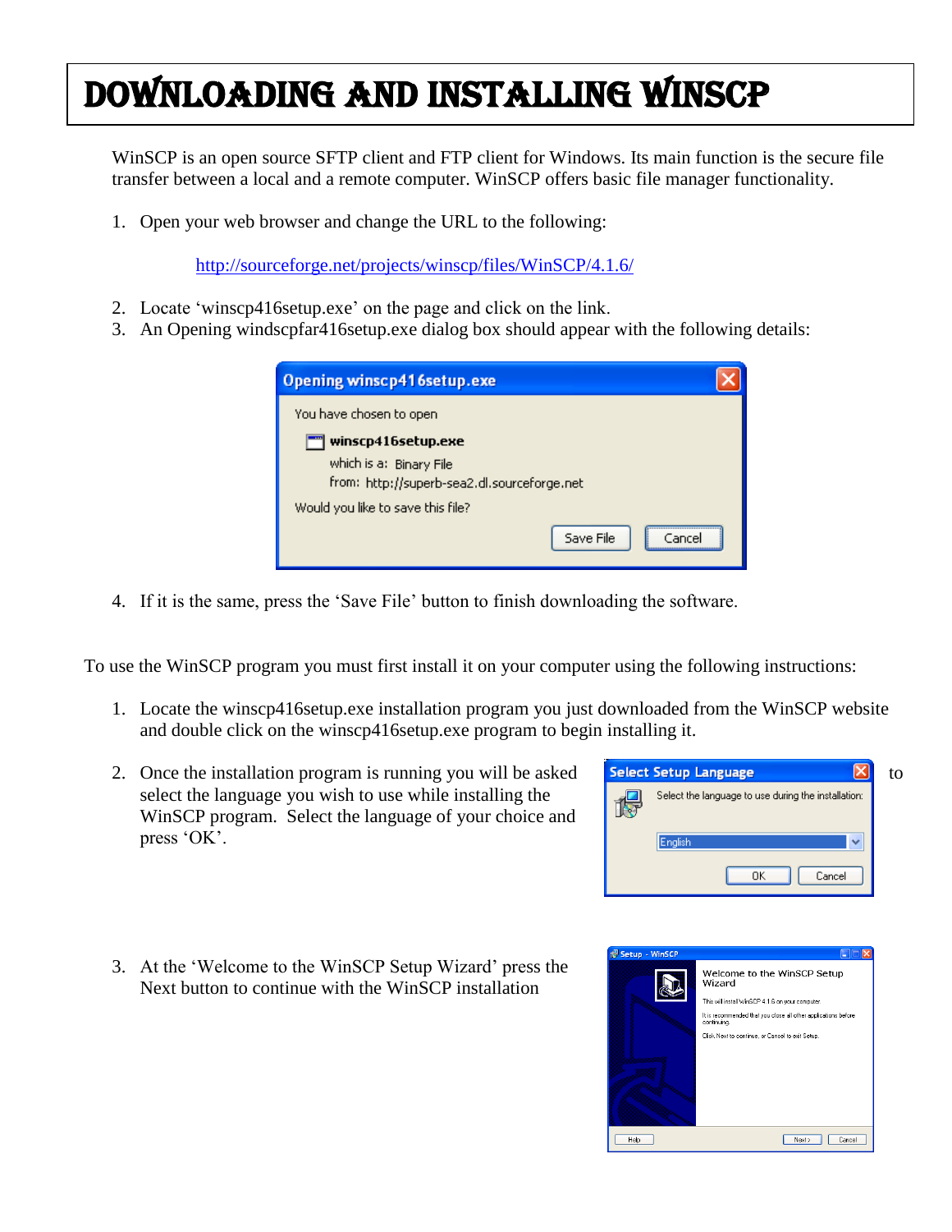# Downloading and Installing WinSCP

WinSCP is an open source SFTP client and FTP client for Windows. Its main function is the secure file transfer between a local and a remote computer. WinSCP offers basic file manager functionality.

1. Open your web browser and change the URL to the following:

   http://sourceforge.net/projects/winscp/files/WinSCP/4.1.6/

2. Locate 'winscp416setup.exe' on the page and click on the link.
3. An Opening windscpfar416setup.exe dialog box should appear with the following details:

4. If it is the same, press the 'Save File' button to finish downloading the software.

To use the WinSCP program you must first install it on your computer using the following instructions:

1. Locate the winscp416setup.exe installation program you just downloaded from the WinSCP website and double click on the winscp416setup.exe program to begin installing it.

2. Once the installation program is running you will be asked to select the language you wish to use while installing the WinSCP program. Select the language of your choice and press 'OK'.

3. At the 'Welcome to the WinSCP Setup Wizard' press the Next button to continue with the WinSCP installation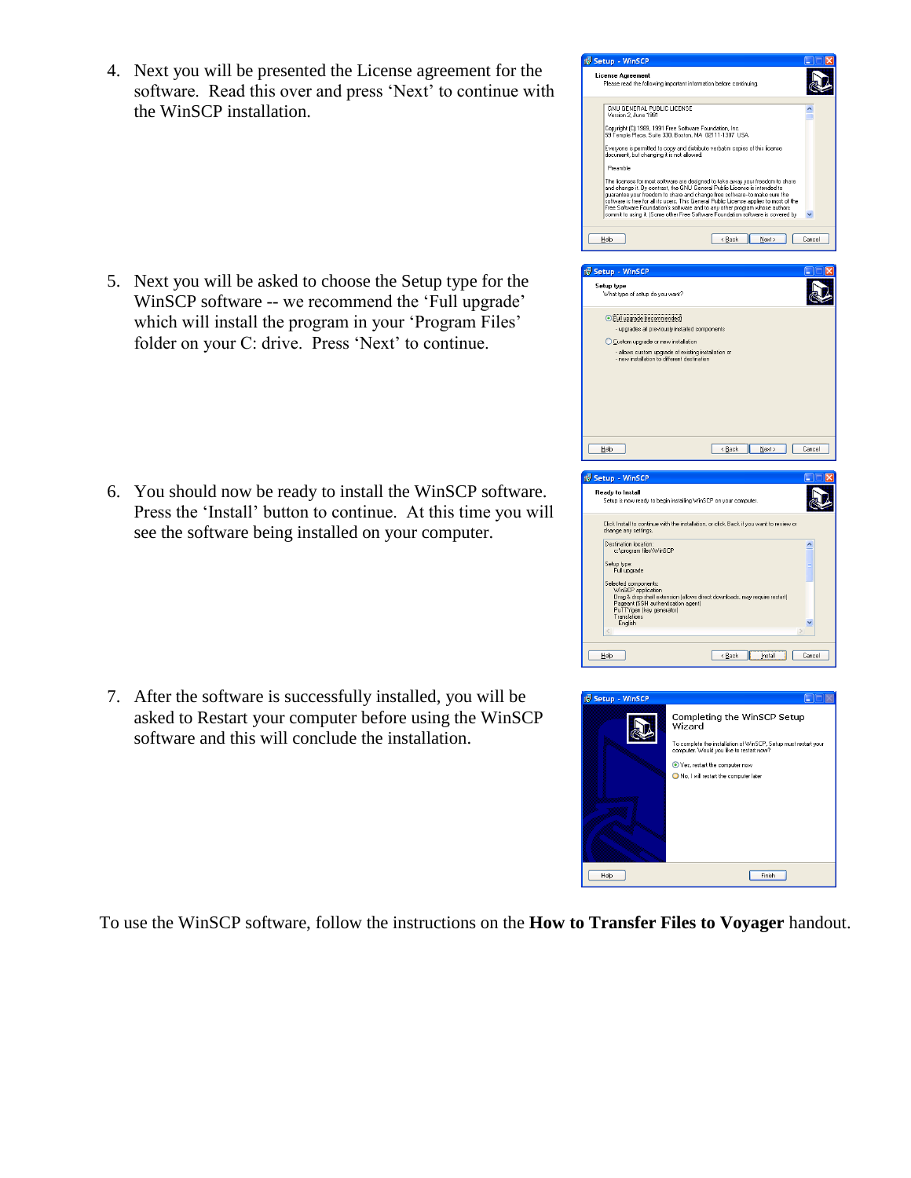4. Next you will be presented the License agreement for the software. Read this over and press 'Next' to continue with the WinSCP installation.

5. Next you will be asked to choose the Setup type for the WinSCP software -- we recommend the 'Full upgrade' which will install the program in your 'Program Files' folder on your C: drive. Press 'Next' to continue.

6. You should now be ready to install the WinSCP software. Press the 'Install' button to continue. At this time you will see the software being installed on your computer.

7. After the software is successfully installed, you will be asked to Restart your computer before using the WinSCP software and this will conclude the installation.

To use the WinSCP software, follow the instructions on the **How to Transfer Files to Voyager** handout.